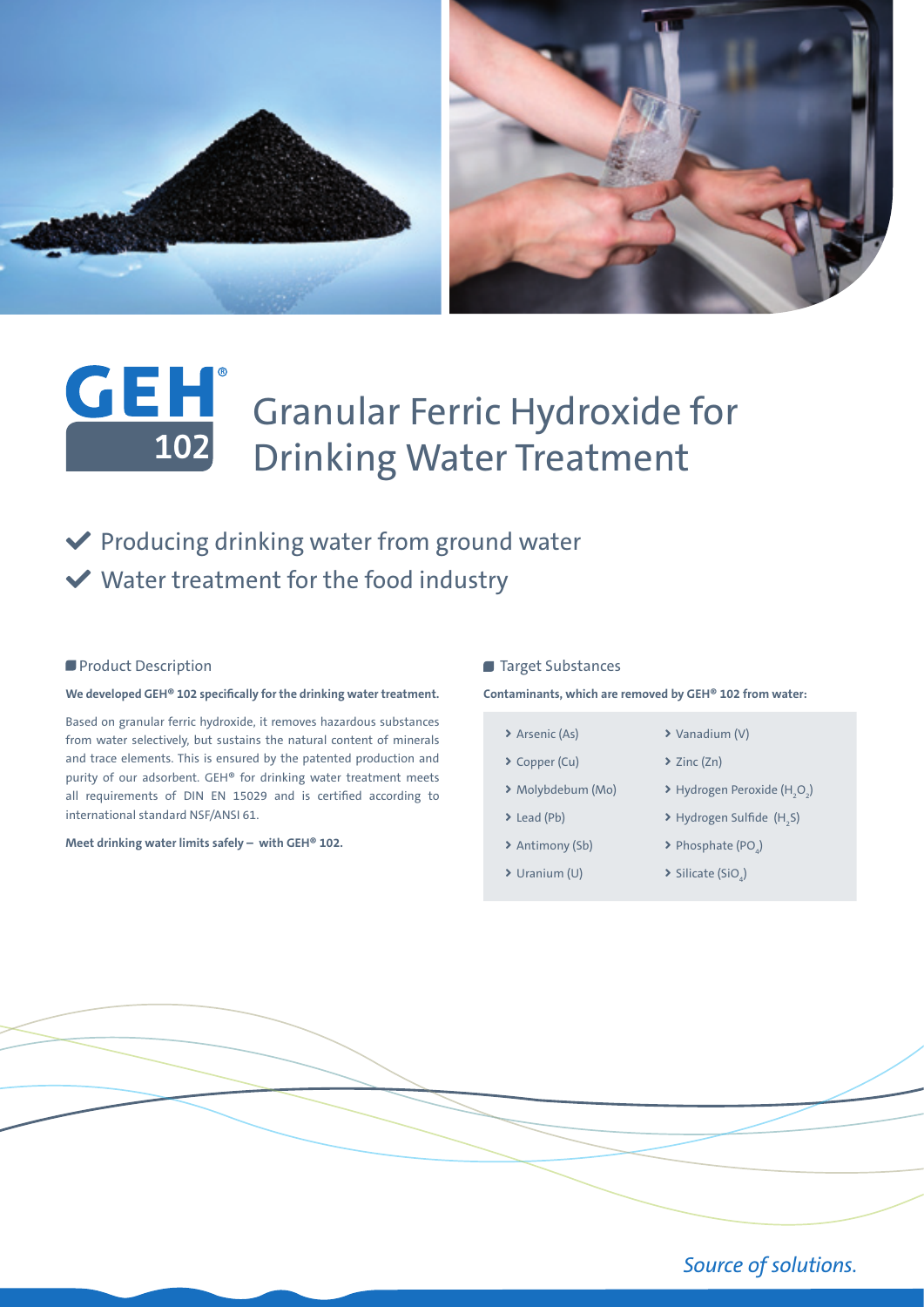# GEH® 102 Granular Ferric Hydroxide for Drinking Water Treatment

- ✔ Producing drinking water from ground water
- ✔ Water treatment for the food industry

## Product Description

**We developed GEH® 102 specifically for the drinking water treatment.**

Based on granular ferric hydroxide, it removes hazardous substances from water selectively, but sustains the natural content of minerals and trace elements. This is ensured by the patented production and purity of our adsorbent. GEH® for drinking water treatment meets all requirements of DIN EN 15029 and is certified according to international standard NSF/ANSI 61.

**Meet drinking water limits safely – with GEH® 102.**

## Target Substances

**Contaminants, which are removed by GEH® 102 from water:**

- Arsenic (As)
- Copper (Cu)
- Molybdebum (Mo)
- Lead (Pb)
- Antimony (Sb)
- Uranium (U)
- Vanadium (V)
- Zinc (Zn)
- Hydrogen Peroxide ($H_2O_2$)
- Hydrogen Sulfide ($H_2S$)
- Phosphate ($PO_4$)
- Silicate ($SiO_4$)

*Source of solutions.*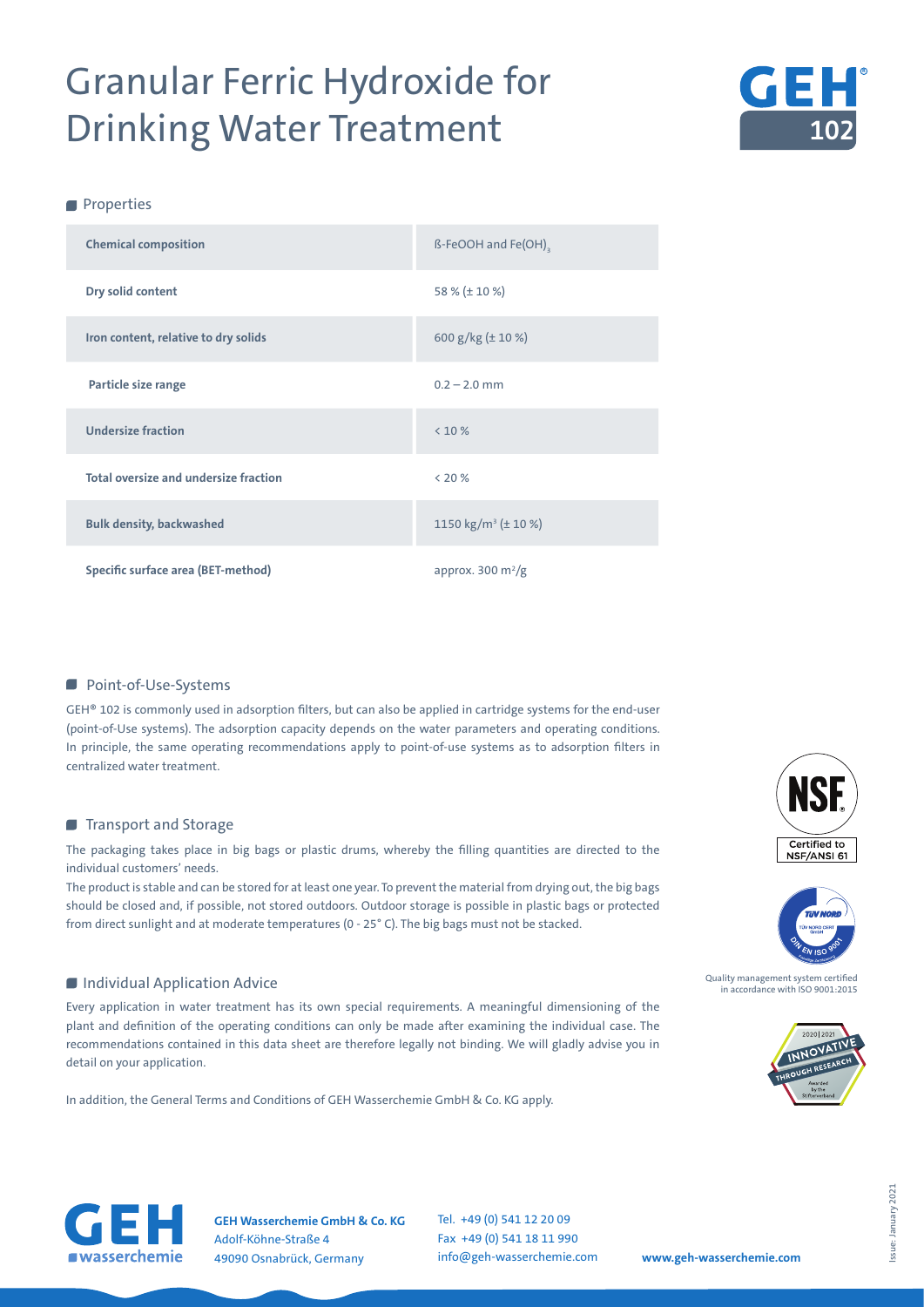# Granular Ferric Hydroxide for Drinking Water Treatment

GEH 102

## Properties

| | |
|---|---|
| **Chemical composition** | ß-FeOOH and $Fe(OH)_3$ |
| **Dry solid content** | 58 % (± 10 %) |
| **Iron content, relative to dry solids** | 600 g/kg (± 10 %) |
| **Particle size range** | 0.2 – 2.0 mm |
| **Undersize fraction** | < 10 % |
| **Total oversize and undersize fraction** | < 20 % |
| **Bulk density, backwashed** | 1150 kg/m$^3$ (± 10 %) |
| **Specific surface area (BET-method)** | approx. 300 m$^2$/g |

## Point-of-Use-Systems

GEH® 102 is commonly used in adsorption filters, but can also be applied in cartridge systems for the end-user (point-of-Use systems). The adsorption capacity depends on the water parameters and operating conditions. In principle, the same operating recommendations apply to point-of-use systems as to adsorption filters in centralized water treatment.

## Transport and Storage

The packaging takes place in big bags or plastic drums, whereby the filling quantities are directed to the individual customers' needs.

The product is stable and can be stored for at least one year. To prevent the material from drying out, the big bags should be closed and, if possible, not stored outdoors. Outdoor storage is possible in plastic bags or protected from direct sunlight and at moderate temperatures (0 - 25° C). The big bags must not be stacked.

## Individual Application Advice

Every application in water treatment has its own special requirements. A meaningful dimensioning of the plant and definition of the operating conditions can only be made after examining the individual case. The recommendations contained in this data sheet are therefore legally not binding. We will gladly advise you in detail on your application.

In addition, the General Terms and Conditions of GEH Wasserchemie GmbH & Co. KG apply.

Certified to NSF/ANSI 61

Quality management system certified in accordance with ISO 9001:2015

2020|2021 INNOVATIVE THROUGH RESEARCH Awarded by the Stifterverband

**GEH Wasserchemie GmbH & Co. KG**
Adolf-Köhne-Straße 4
49090 Osnabrück, Germany

Tel. +49 (0) 541 12 20 09
Fax +49 (0) 541 18 11 990
info@geh-wasserchemie.com

**www.geh-wasserchemie.com**

Issue: January 2021